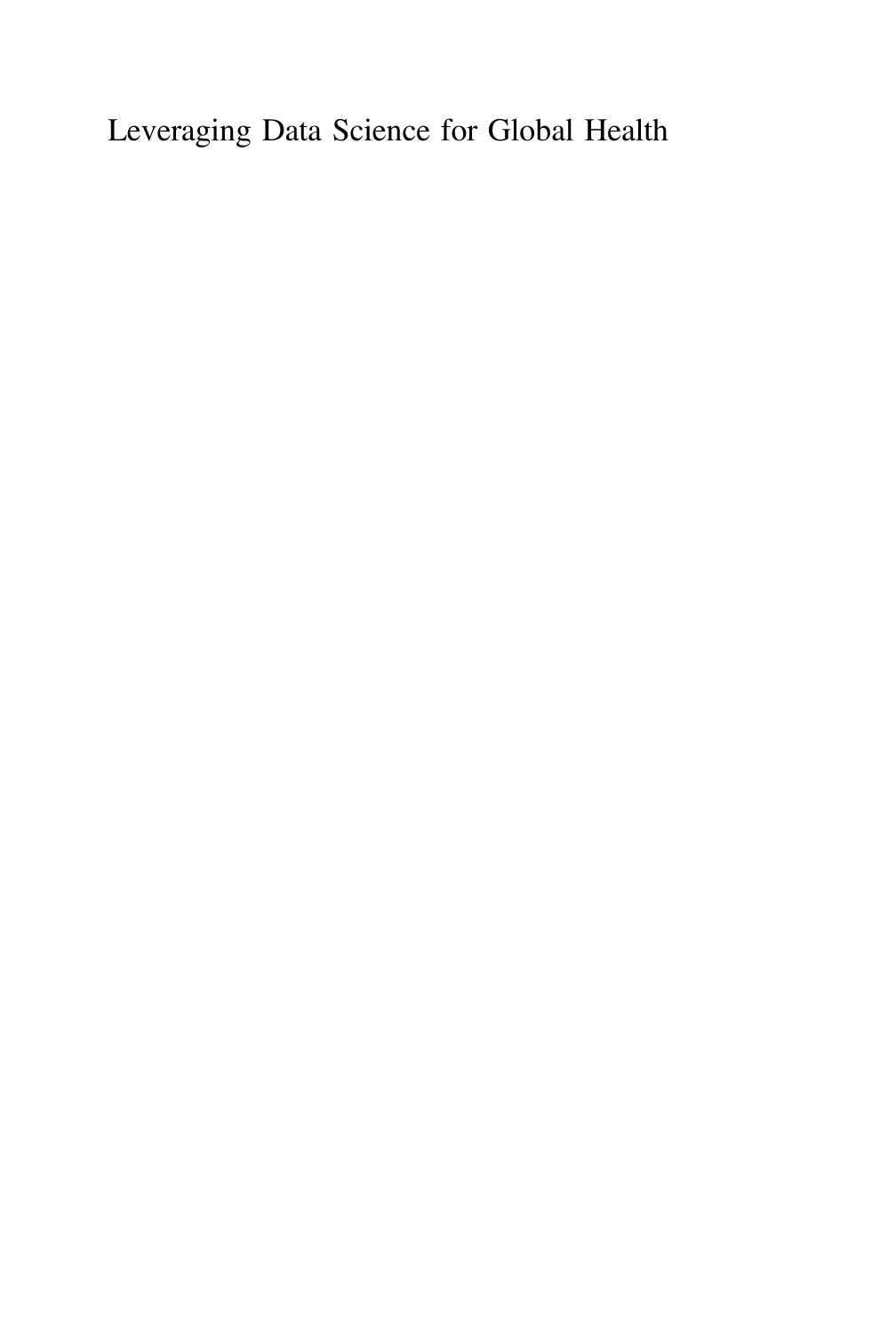# Leveraging Data Science for Global Health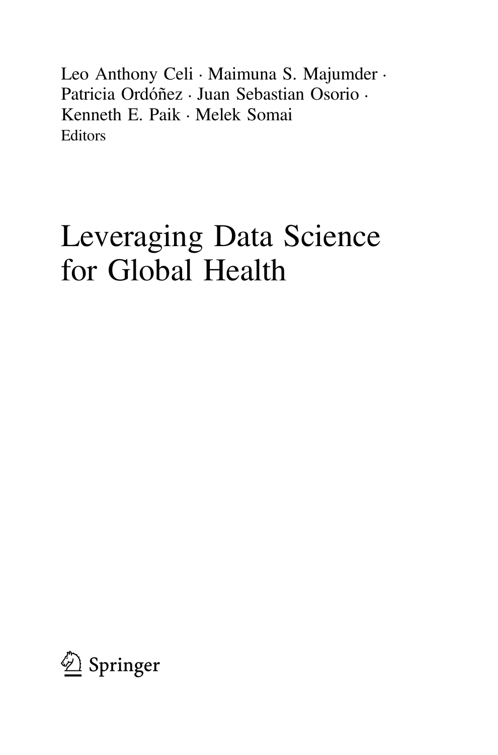Leo Anthony Celi · Maimuna S. Majumder ·
Patricia Ordóñez · Juan Sebastian Osorio ·
Kenneth E. Paik · Melek Somai
Editors

# Leveraging Data Science for Global Health

Springer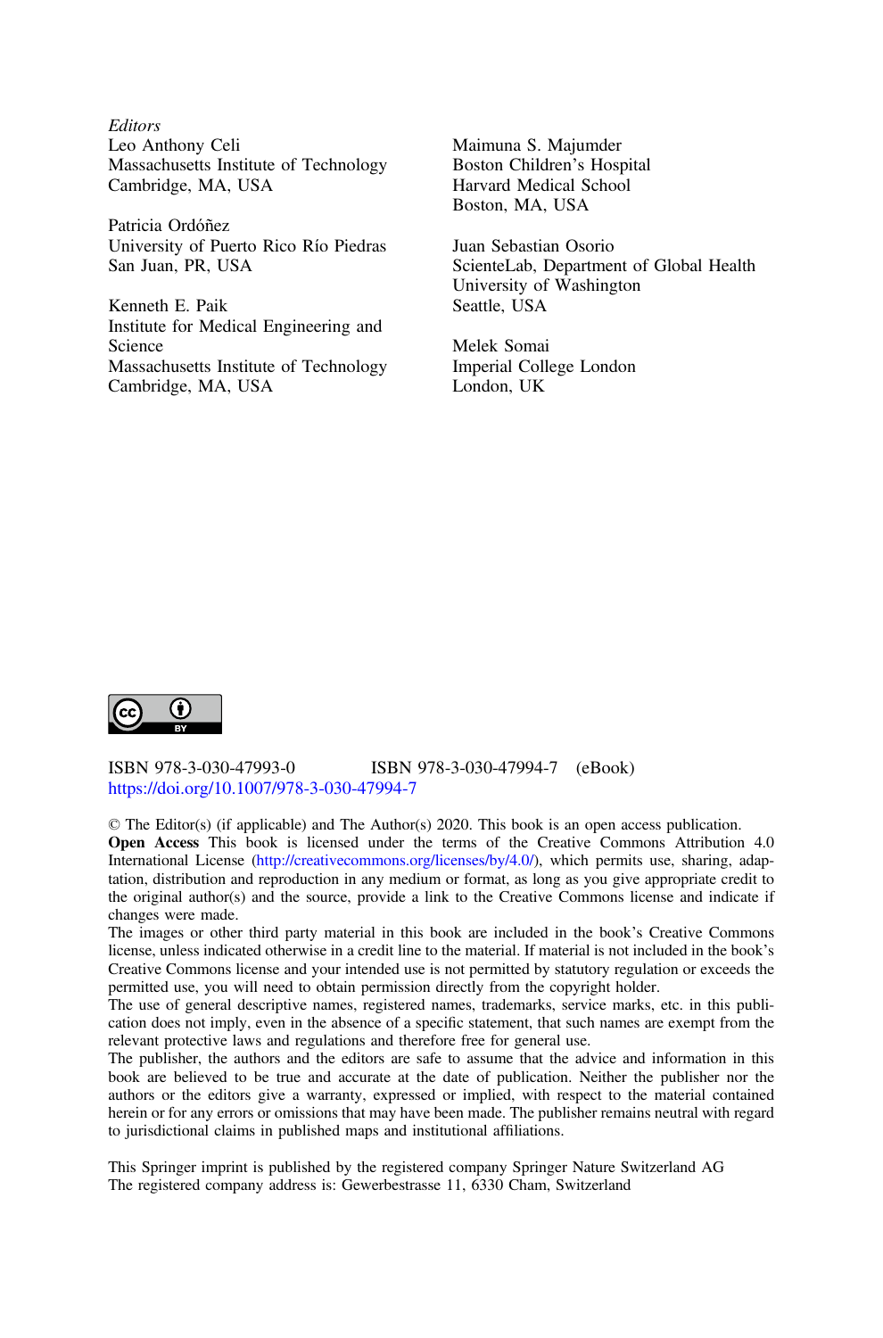*Editors*

Leo Anthony Celi
Massachusetts Institute of Technology
Cambridge, MA, USA

Patricia Ordóñez
University of Puerto Rico Río Piedras
San Juan, PR, USA

Kenneth E. Paik
Institute for Medical Engineering and Science
Massachusetts Institute of Technology
Cambridge, MA, USA

Maimuna S. Majumder
Boston Children's Hospital
Harvard Medical School
Boston, MA, USA

Juan Sebastian Osorio
ScienteLab, Department of Global Health
University of Washington
Seattle, USA

Melek Somai
Imperial College London
London, UK

ISBN 978-3-030-47993-0 ISBN 978-3-030-47994-7 (eBook)
https://doi.org/10.1007/978-3-030-47994-7

© The Editor(s) (if applicable) and The Author(s) 2020. This book is an open access publication.

**Open Access** This book is licensed under the terms of the Creative Commons Attribution 4.0 International License (http://creativecommons.org/licenses/by/4.0/), which permits use, sharing, adaptation, distribution and reproduction in any medium or format, as long as you give appropriate credit to the original author(s) and the source, provide a link to the Creative Commons license and indicate if changes were made.

The images or other third party material in this book are included in the book's Creative Commons license, unless indicated otherwise in a credit line to the material. If material is not included in the book's Creative Commons license and your intended use is not permitted by statutory regulation or exceeds the permitted use, you will need to obtain permission directly from the copyright holder.

The use of general descriptive names, registered names, trademarks, service marks, etc. in this publication does not imply, even in the absence of a specific statement, that such names are exempt from the relevant protective laws and regulations and therefore free for general use.

The publisher, the authors and the editors are safe to assume that the advice and information in this book are believed to be true and accurate at the date of publication. Neither the publisher nor the authors or the editors give a warranty, expressed or implied, with respect to the material contained herein or for any errors or omissions that may have been made. The publisher remains neutral with regard to jurisdictional claims in published maps and institutional affiliations.

This Springer imprint is published by the registered company Springer Nature Switzerland AG
The registered company address is: Gewerbestrasse 11, 6330 Cham, Switzerland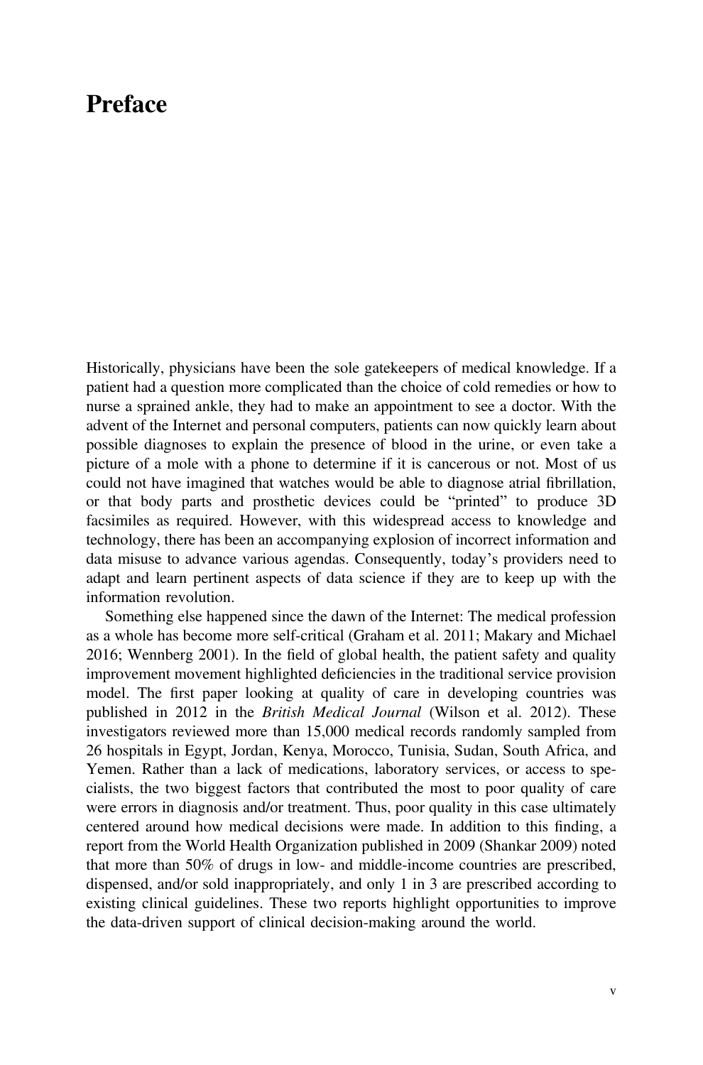# Preface

Historically, physicians have been the sole gatekeepers of medical knowledge. If a patient had a question more complicated than the choice of cold remedies or how to nurse a sprained ankle, they had to make an appointment to see a doctor. With the advent of the Internet and personal computers, patients can now quickly learn about possible diagnoses to explain the presence of blood in the urine, or even take a picture of a mole with a phone to determine if it is cancerous or not. Most of us could not have imagined that watches would be able to diagnose atrial fibrillation, or that body parts and prosthetic devices could be "printed" to produce 3D facsimiles as required. However, with this widespread access to knowledge and technology, there has been an accompanying explosion of incorrect information and data misuse to advance various agendas. Consequently, today's providers need to adapt and learn pertinent aspects of data science if they are to keep up with the information revolution.

Something else happened since the dawn of the Internet: The medical profession as a whole has become more self-critical (Graham et al. 2011; Makary and Michael 2016; Wennberg 2001). In the field of global health, the patient safety and quality improvement movement highlighted deficiencies in the traditional service provision model. The first paper looking at quality of care in developing countries was published in 2012 in the *British Medical Journal* (Wilson et al. 2012). These investigators reviewed more than 15,000 medical records randomly sampled from 26 hospitals in Egypt, Jordan, Kenya, Morocco, Tunisia, Sudan, South Africa, and Yemen. Rather than a lack of medications, laboratory services, or access to specialists, the two biggest factors that contributed the most to poor quality of care were errors in diagnosis and/or treatment. Thus, poor quality in this case ultimately centered around how medical decisions were made. In addition to this finding, a report from the World Health Organization published in 2009 (Shankar 2009) noted that more than 50% of drugs in low- and middle-income countries are prescribed, dispensed, and/or sold inappropriately, and only 1 in 3 are prescribed according to existing clinical guidelines. These two reports highlight opportunities to improve the data-driven support of clinical decision-making around the world.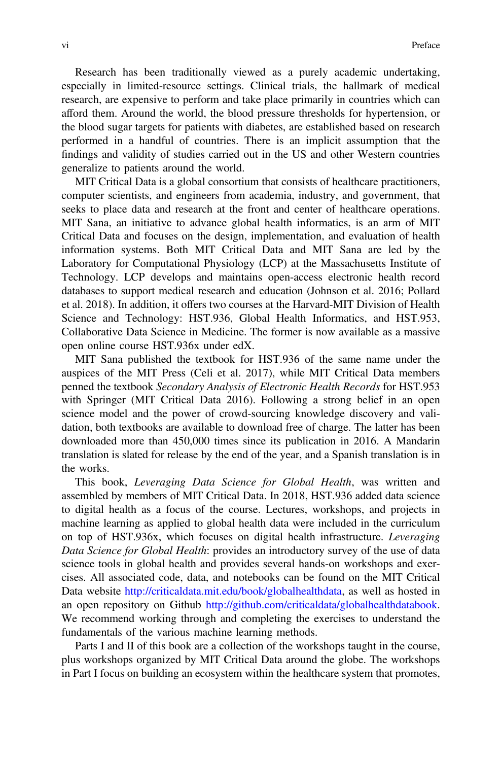Research has been traditionally viewed as a purely academic undertaking, especially in limited-resource settings. Clinical trials, the hallmark of medical research, are expensive to perform and take place primarily in countries which can afford them. Around the world, the blood pressure thresholds for hypertension, or the blood sugar targets for patients with diabetes, are established based on research performed in a handful of countries. There is an implicit assumption that the findings and validity of studies carried out in the US and other Western countries generalize to patients around the world.

MIT Critical Data is a global consortium that consists of healthcare practitioners, computer scientists, and engineers from academia, industry, and government, that seeks to place data and research at the front and center of healthcare operations. MIT Sana, an initiative to advance global health informatics, is an arm of MIT Critical Data and focuses on the design, implementation, and evaluation of health information systems. Both MIT Critical Data and MIT Sana are led by the Laboratory for Computational Physiology (LCP) at the Massachusetts Institute of Technology. LCP develops and maintains open-access electronic health record databases to support medical research and education (Johnson et al. 2016; Pollard et al. 2018). In addition, it offers two courses at the Harvard-MIT Division of Health Science and Technology: HST.936, Global Health Informatics, and HST.953, Collaborative Data Science in Medicine. The former is now available as a massive open online course HST.936x under edX.

MIT Sana published the textbook for HST.936 of the same name under the auspices of the MIT Press (Celi et al. 2017), while MIT Critical Data members penned the textbook *Secondary Analysis of Electronic Health Records* for HST.953 with Springer (MIT Critical Data 2016). Following a strong belief in an open science model and the power of crowd-sourcing knowledge discovery and validation, both textbooks are available to download free of charge. The latter has been downloaded more than 450,000 times since its publication in 2016. A Mandarin translation is slated for release by the end of the year, and a Spanish translation is in the works.

This book, *Leveraging Data Science for Global Health*, was written and assembled by members of MIT Critical Data. In 2018, HST.936 added data science to digital health as a focus of the course. Lectures, workshops, and projects in machine learning as applied to global health data were included in the curriculum on top of HST.936x, which focuses on digital health infrastructure. *Leveraging Data Science for Global Health*: provides an introductory survey of the use of data science tools in global health and provides several hands-on workshops and exercises. All associated code, data, and notebooks can be found on the MIT Critical Data website http://criticaldata.mit.edu/book/globalhealthdata, as well as hosted in an open repository on Github http://github.com/criticaldata/globalhealthdatabook. We recommend working through and completing the exercises to understand the fundamentals of the various machine learning methods.

Parts I and II of this book are a collection of the workshops taught in the course, plus workshops organized by MIT Critical Data around the globe. The workshops in Part I focus on building an ecosystem within the healthcare system that promotes,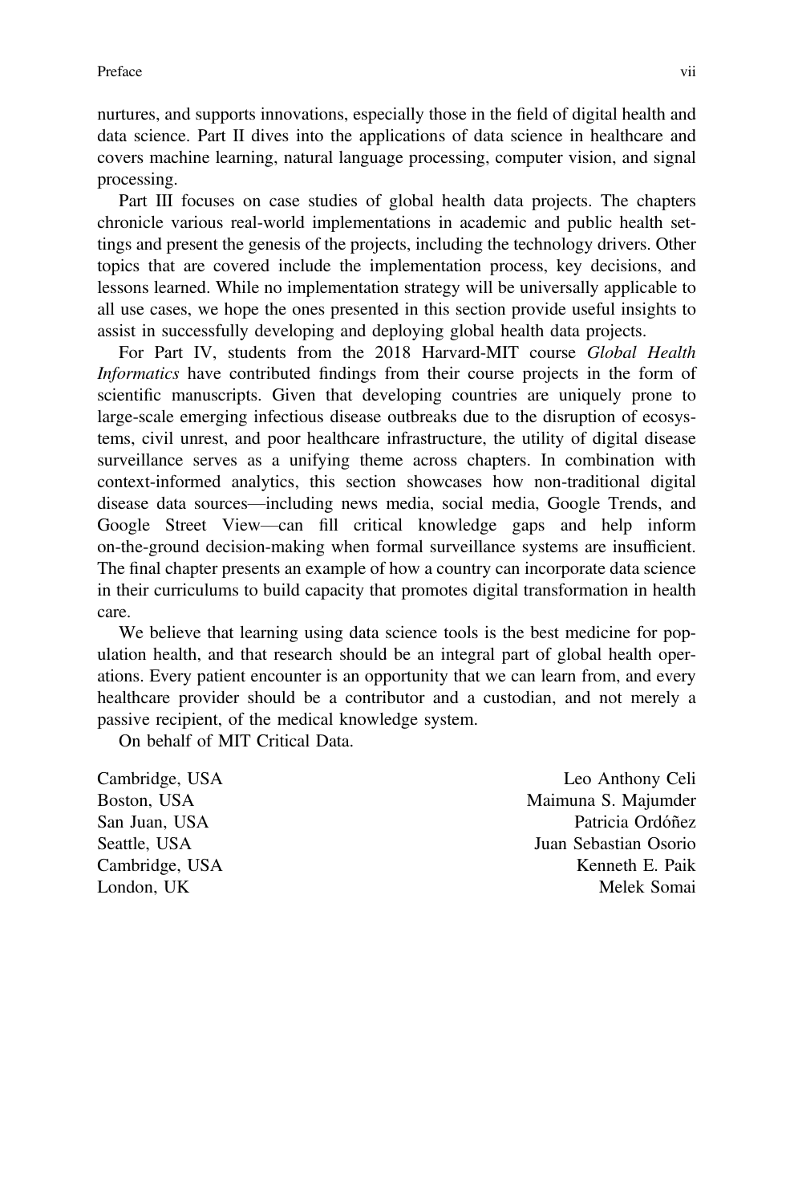nurtures, and supports innovations, especially those in the field of digital health and data science. Part II dives into the applications of data science in healthcare and covers machine learning, natural language processing, computer vision, and signal processing.

Part III focuses on case studies of global health data projects. The chapters chronicle various real-world implementations in academic and public health settings and present the genesis of the projects, including the technology drivers. Other topics that are covered include the implementation process, key decisions, and lessons learned. While no implementation strategy will be universally applicable to all use cases, we hope the ones presented in this section provide useful insights to assist in successfully developing and deploying global health data projects.

For Part IV, students from the 2018 Harvard-MIT course *Global Health Informatics* have contributed findings from their course projects in the form of scientific manuscripts. Given that developing countries are uniquely prone to large-scale emerging infectious disease outbreaks due to the disruption of ecosystems, civil unrest, and poor healthcare infrastructure, the utility of digital disease surveillance serves as a unifying theme across chapters. In combination with context-informed analytics, this section showcases how non-traditional digital disease data sources—including news media, social media, Google Trends, and Google Street View—can fill critical knowledge gaps and help inform on-the-ground decision-making when formal surveillance systems are insufficient. The final chapter presents an example of how a country can incorporate data science in their curriculums to build capacity that promotes digital transformation in health care.

We believe that learning using data science tools is the best medicine for population health, and that research should be an integral part of global health operations. Every patient encounter is an opportunity that we can learn from, and every healthcare provider should be a contributor and a custodian, and not merely a passive recipient, of the medical knowledge system.

On behalf of MIT Critical Data.

| | |
|---|---|
| Cambridge, USA | Leo Anthony Celi |
| Boston, USA | Maimuna S. Majumder |
| San Juan, USA | Patricia Ordóñez |
| Seattle, USA | Juan Sebastian Osorio |
| Cambridge, USA | Kenneth E. Paik |
| London, UK | Melek Somai |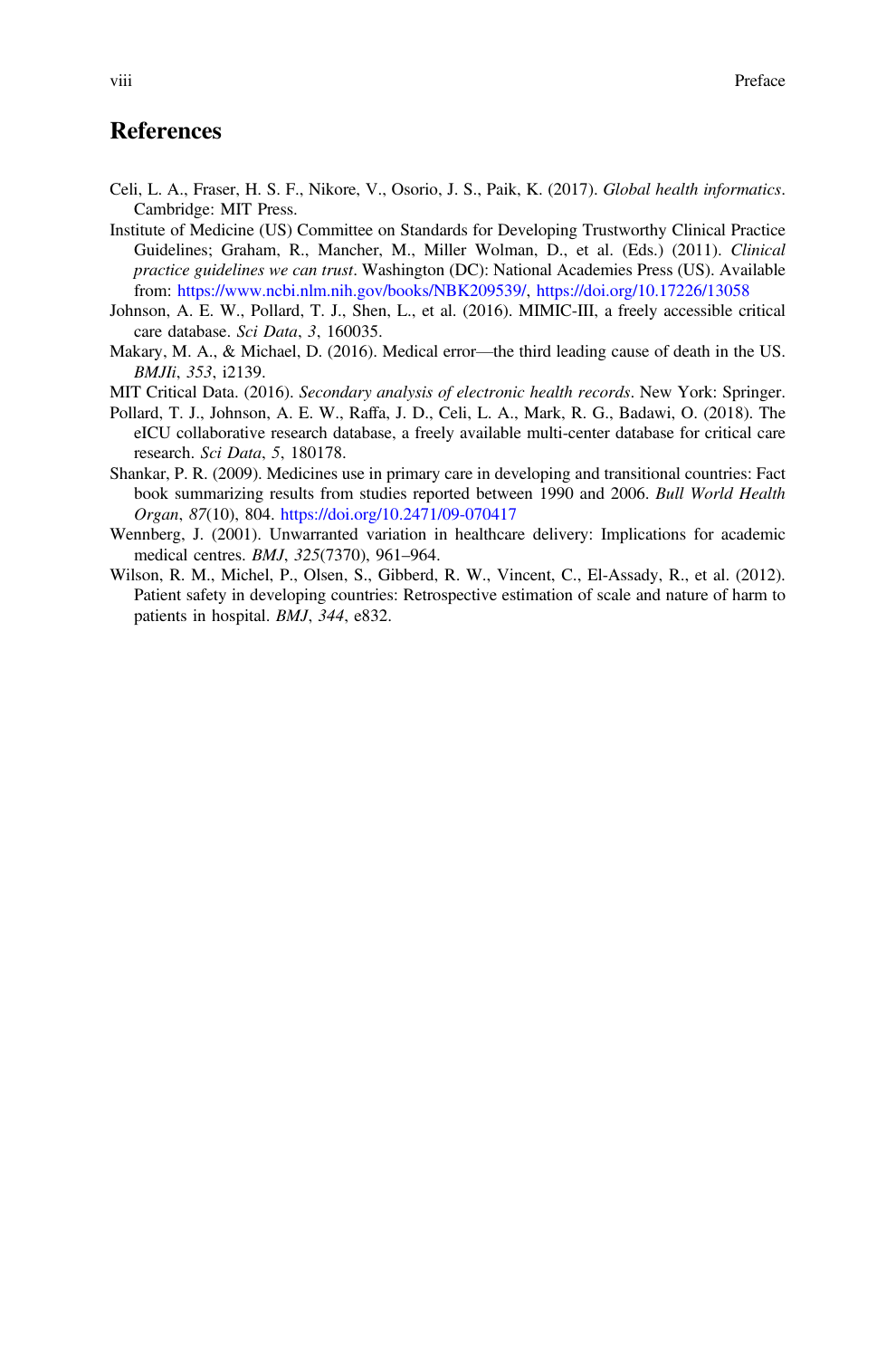## References

Celi, L. A., Fraser, H. S. F., Nikore, V., Osorio, J. S., Paik, K. (2017). *Global health informatics*. Cambridge: MIT Press.

Institute of Medicine (US) Committee on Standards for Developing Trustworthy Clinical Practice Guidelines; Graham, R., Mancher, M., Miller Wolman, D., et al. (Eds.) (2011). *Clinical practice guidelines we can trust*. Washington (DC): National Academies Press (US). Available from: https://www.ncbi.nlm.nih.gov/books/NBK209539/, https://doi.org/10.17226/13058

Johnson, A. E. W., Pollard, T. J., Shen, L., et al. (2016). MIMIC-III, a freely accessible critical care database. *Sci Data*, *3*, 160035.

Makary, M. A., & Michael, D. (2016). Medical error—the third leading cause of death in the US. *BMJIi*, *353*, i2139.

MIT Critical Data. (2016). *Secondary analysis of electronic health records*. New York: Springer.

Pollard, T. J., Johnson, A. E. W., Raffa, J. D., Celi, L. A., Mark, R. G., Badawi, O. (2018). The eICU collaborative research database, a freely available multi-center database for critical care research. *Sci Data*, *5*, 180178.

Shankar, P. R. (2009). Medicines use in primary care in developing and transitional countries: Fact book summarizing results from studies reported between 1990 and 2006. *Bull World Health Organ*, *87*(10), 804. https://doi.org/10.2471/09-070417

Wennberg, J. (2001). Unwarranted variation in healthcare delivery: Implications for academic medical centres. *BMJ*, *325*(7370), 961–964.

Wilson, R. M., Michel, P., Olsen, S., Gibberd, R. W., Vincent, C., El-Assady, R., et al. (2012). Patient safety in developing countries: Retrospective estimation of scale and nature of harm to patients in hospital. *BMJ*, *344*, e832.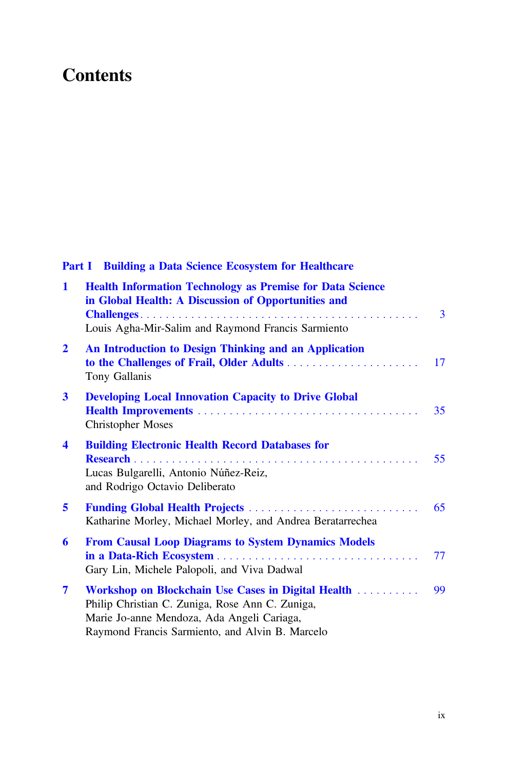# Contents

## Part I Building a Data Science Ecosystem for Healthcare

**1 Health Information Technology as Premise for Data Science in Global Health: A Discussion of Opportunities and Challenges** . . . . . . . . . . . . . . . . . . . . . . . . . . . . . . . . . . . . . . . . . . . . . 3
Louis Agha-Mir-Salim and Raymond Francis Sarmiento

**2 An Introduction to Design Thinking and an Application to the Challenges of Frail, Older Adults** . . . . . . . . . . . . . . . . . . . . . . 17
Tony Gallanis

**3 Developing Local Innovation Capacity to Drive Global Health Improvements** . . . . . . . . . . . . . . . . . . . . . . . . . . . . . . . . . . . 35
Christopher Moses

**4 Building Electronic Health Record Databases for Research** . . . . . . . . . . . . . . . . . . . . . . . . . . . . . . . . . . . . . . . . . . . . . . 55
Lucas Bulgarelli, Antonio Núñez-Reiz, and Rodrigo Octavio Deliberato

**5 Funding Global Health Projects** . . . . . . . . . . . . . . . . . . . . . . . . . . . 65
Katharine Morley, Michael Morley, and Andrea Beratarrechea

**6 From Causal Loop Diagrams to System Dynamics Models in a Data-Rich Ecosystem** . . . . . . . . . . . . . . . . . . . . . . . . . . . . . . . . 77
Gary Lin, Michele Palopoli, and Viva Dadwal

**7 Workshop on Blockchain Use Cases in Digital Health** . . . . . . . . . . 99
Philip Christian C. Zuniga, Rose Ann C. Zuniga, Marie Jo-anne Mendoza, Ada Angeli Cariaga, Raymond Francis Sarmiento, and Alvin B. Marcelo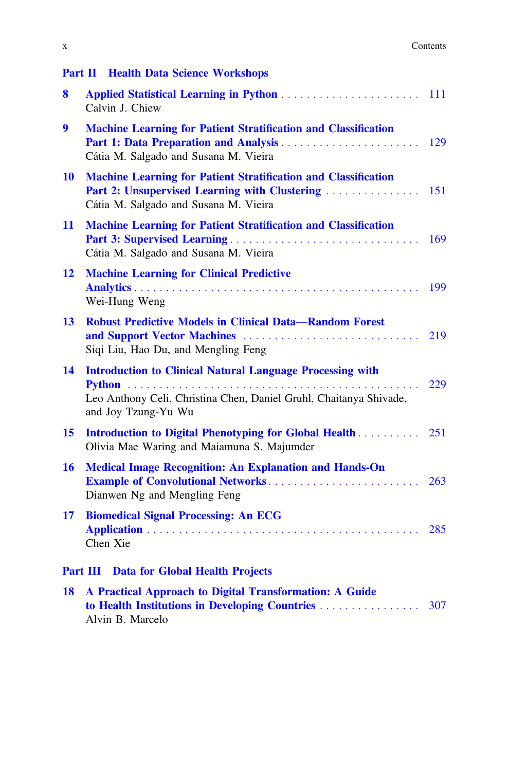## Part II Health Data Science Workshops

**8 Applied Statistical Learning in Python** . . . . . . . . . . . . . . . . . . . . . . 111
Calvin J. Chiew

**9 Machine Learning for Patient Stratification and Classification Part 1: Data Preparation and Analysis** . . . . . . . . . . . . . . . . . . . . . . 129
Cátia M. Salgado and Susana M. Vieira

**10 Machine Learning for Patient Stratification and Classification Part 2: Unsupervised Learning with Clustering** . . . . . . . . . . . . . . . 151
Cátia M. Salgado and Susana M. Vieira

**11 Machine Learning for Patient Stratification and Classification Part 3: Supervised Learning** . . . . . . . . . . . . . . . . . . . . . . . . . . . . . . 169
Cátia M. Salgado and Susana M. Vieira

**12 Machine Learning for Clinical Predictive Analytics** . . . . . . . . . . . . . . . . . . . . . . . . . . . . . . . . . . . . . . . . . . . . 199
Wei-Hung Weng

**13 Robust Predictive Models in Clinical Data—Random Forest and Support Vector Machines** . . . . . . . . . . . . . . . . . . . . . . . . . . . . 219
Siqi Liu, Hao Du, and Mengling Feng

**14 Introduction to Clinical Natural Language Processing with Python** . . . . . . . . . . . . . . . . . . . . . . . . . . . . . . . . . . . . . . . . . . . . . . . 229
Leo Anthony Celi, Christina Chen, Daniel Gruhl, Chaitanya Shivade, and Joy Tzung-Yu Wu

**15 Introduction to Digital Phenotyping for Global Health** . . . . . . . . . . 251
Olivia Mae Waring and Maiamuna S. Majumder

**16 Medical Image Recognition: An Explanation and Hands-On Example of Convolutional Networks** . . . . . . . . . . . . . . . . . . . . . . . . . 263
Dianwen Ng and Mengling Feng

**17 Biomedical Signal Processing: An ECG Application** . . . . . . . . . . . . . . . . . . . . . . . . . . . . . . . . . . . . . . . . . . . . 285
Chen Xie

## Part III Data for Global Health Projects

**18 A Practical Approach to Digital Transformation: A Guide to Health Institutions in Developing Countries** . . . . . . . . . . . . . . . . 307
Alvin B. Marcelo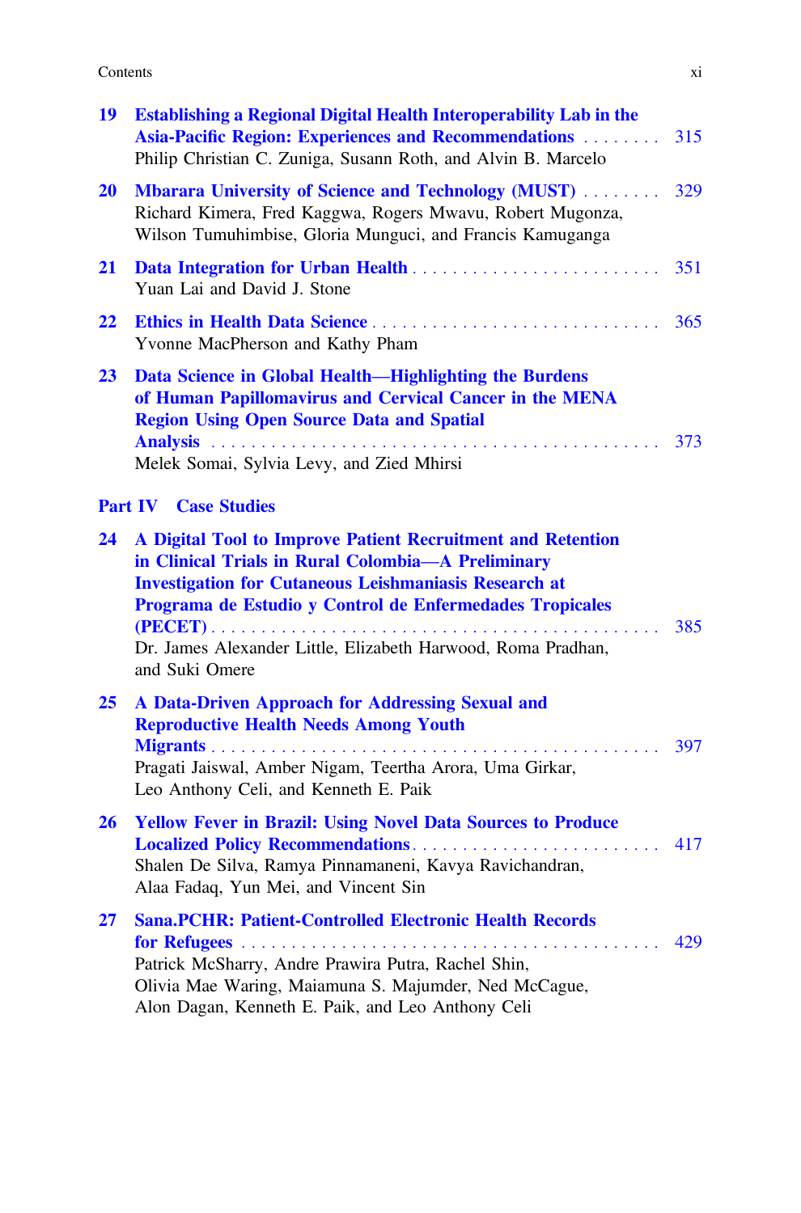19 **Establishing a Regional Digital Health Interoperability Lab in the Asia-Pacific Region: Experiences and Recommendations** . . . . . . . . 315
Philip Christian C. Zuniga, Susann Roth, and Alvin B. Marcelo

20 **Mbarara University of Science and Technology (MUST)** . . . . . . . . 329
Richard Kimera, Fred Kaggwa, Rogers Mwavu, Robert Mugonza, Wilson Tumuhimbise, Gloria Munguci, and Francis Kamuganga

21 **Data Integration for Urban Health** . . . . . . . . . . . . . . . . . . . . . . . . . 351
Yuan Lai and David J. Stone

22 **Ethics in Health Data Science** . . . . . . . . . . . . . . . . . . . . . . . . . . . . 365
Yvonne MacPherson and Kathy Pham

23 **Data Science in Global Health—Highlighting the Burdens of Human Papillomavirus and Cervical Cancer in the MENA Region Using Open Source Data and Spatial Analysis** . . . . . . . . . . . . . . . . . . . . . . . . . . . . . . . . . . . . . . . . . . . . 373
Melek Somai, Sylvia Levy, and Zied Mhirsi

## Part IV Case Studies

24 **A Digital Tool to Improve Patient Recruitment and Retention in Clinical Trials in Rural Colombia—A Preliminary Investigation for Cutaneous Leishmaniasis Research at Programa de Estudio y Control de Enfermedades Tropicales (PECET)** . . . . . . . . . . . . . . . . . . . . . . . . . . . . . . . . . . . . . . . . . . . . . 385
Dr. James Alexander Little, Elizabeth Harwood, Roma Pradhan, and Suki Omere

25 **A Data-Driven Approach for Addressing Sexual and Reproductive Health Needs Among Youth Migrants** . . . . . . . . . . . . . . . . . . . . . . . . . . . . . . . . . . . . . . . . . . . . 397
Pragati Jaiswal, Amber Nigam, Teertha Arora, Uma Girkar, Leo Anthony Celi, and Kenneth E. Paik

26 **Yellow Fever in Brazil: Using Novel Data Sources to Produce Localized Policy Recommendations** . . . . . . . . . . . . . . . . . . . . . . . . . 417
Shalen De Silva, Ramya Pinnamaneni, Kavya Ravichandran, Alaa Fadaq, Yun Mei, and Vincent Sin

27 **Sana.PCHR: Patient-Controlled Electronic Health Records for Refugees** . . . . . . . . . . . . . . . . . . . . . . . . . . . . . . . . . . . . . . . . . . . 429
Patrick McSharry, Andre Prawira Putra, Rachel Shin, Olivia Mae Waring, Maiamuna S. Majumder, Ned McCague, Alon Dagan, Kenneth E. Paik, and Leo Anthony Celi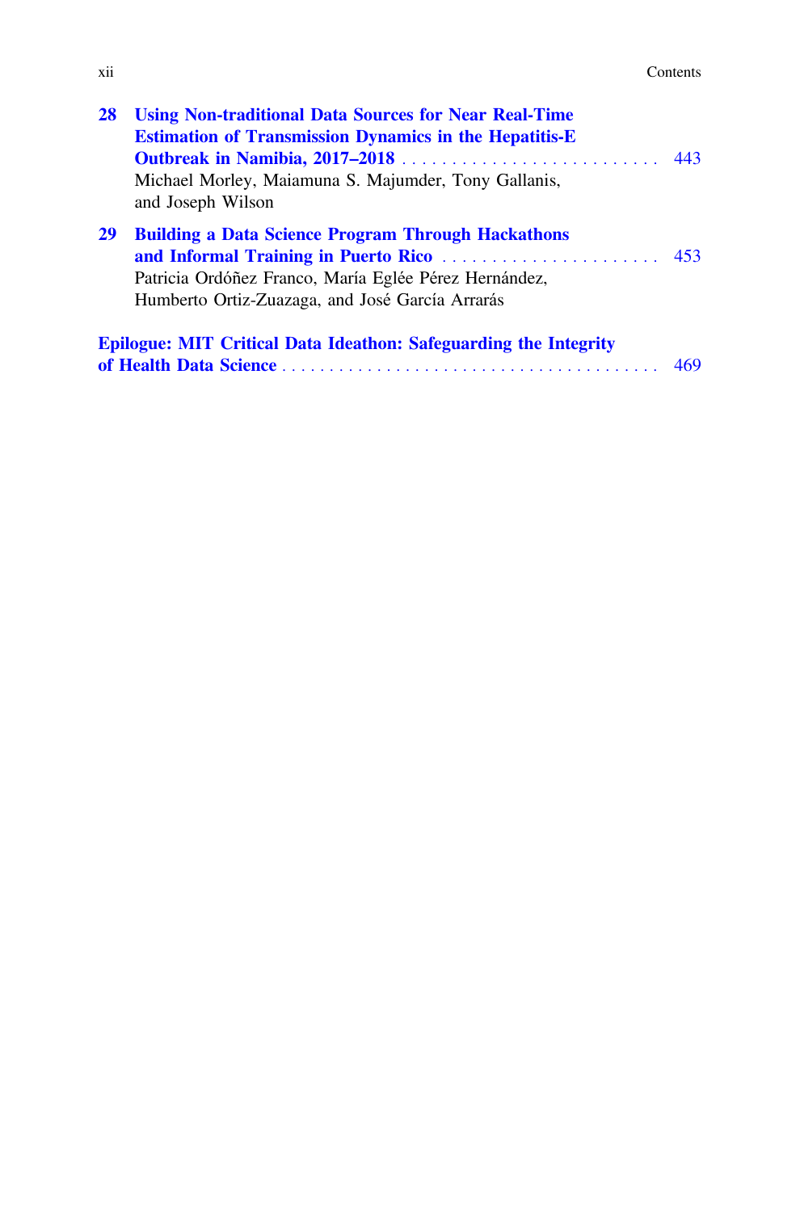**28 Using Non-traditional Data Sources for Near Real-Time Estimation of Transmission Dynamics in the Hepatitis-E Outbreak in Namibia, 2017–2018** . . . . . . . . . . . . . . . . . . . . . . . . . . . 443
Michael Morley, Maiamuna S. Majumder, Tony Gallanis, and Joseph Wilson

**29 Building a Data Science Program Through Hackathons and Informal Training in Puerto Rico** . . . . . . . . . . . . . . . . . . . . . . . 453
Patricia Ordóñez Franco, María Eglée Pérez Hernández, Humberto Ortiz-Zuazaga, and José García Arrarás

**Epilogue: MIT Critical Data Ideathon: Safeguarding the Integrity of Health Data Science** . . . . . . . . . . . . . . . . . . . . . . . . . . . . . . . . . . . . . . . . 469